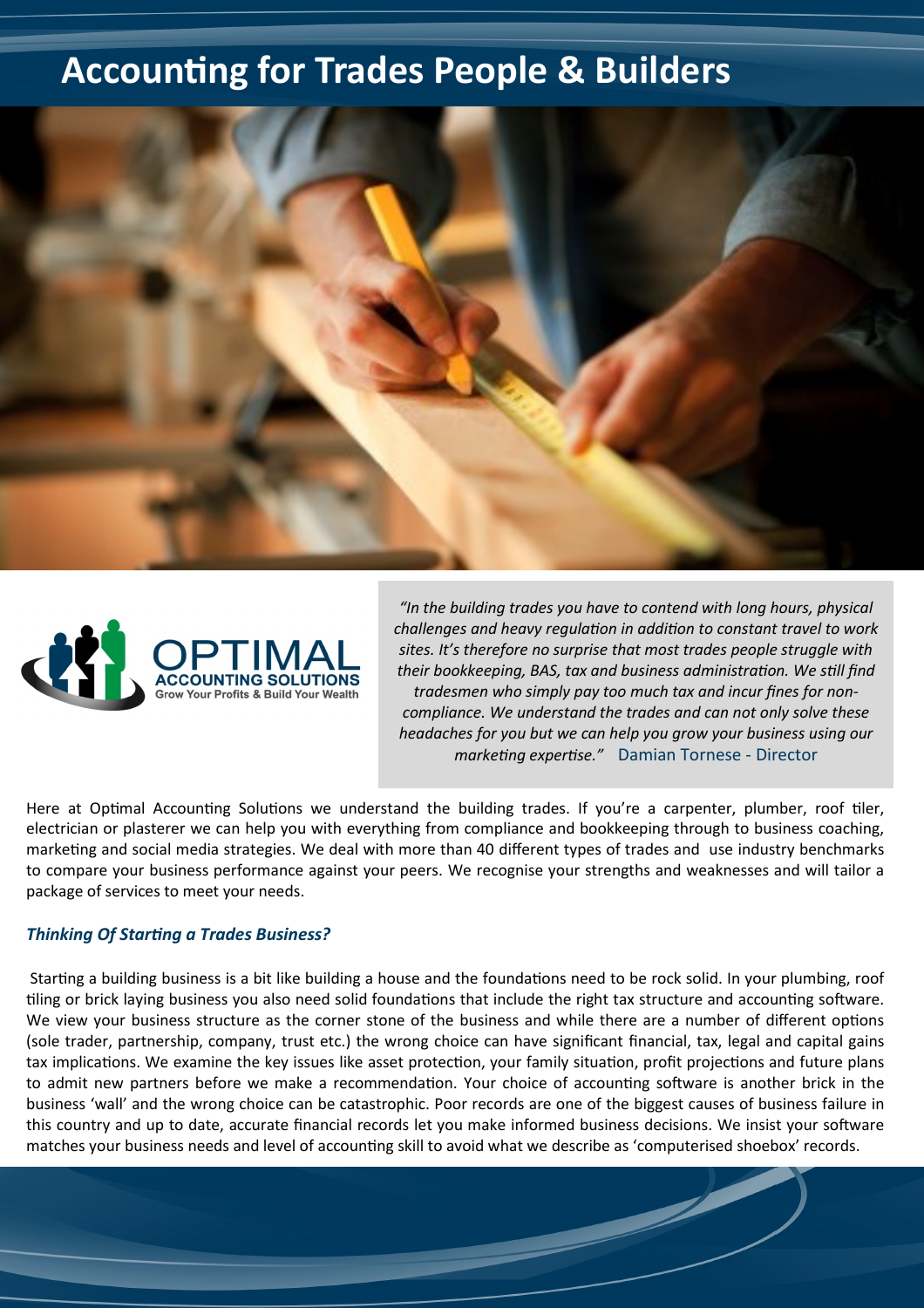# Accounting for Trades People & Builders

OPTIMAL ACCOUNTING SOLUTIONS
Grow Your Profits & Build Your Wealth

*"In the building trades you have to contend with long hours, physical challenges and heavy regulation in addition to constant travel to work sites. It's therefore no surprise that most trades people struggle with their bookkeeping, BAS, tax and business administration. We still find tradesmen who simply pay too much tax and incur fines for non-compliance. We understand the trades and can not only solve these headaches for you but we can help you grow your business using our marketing expertise."* Damian Tornese - Director

Here at Optimal Accounting Solutions we understand the building trades. If you're a carpenter, plumber, roof tiler, electrician or plasterer we can help you with everything from compliance and bookkeeping through to business coaching, marketing and social media strategies. We deal with more than 40 different types of trades and use industry benchmarks to compare your business performance against your peers. We recognise your strengths and weaknesses and will tailor a package of services to meet your needs.

### *Thinking Of Starting a Trades Business?*

Starting a building business is a bit like building a house and the foundations need to be rock solid. In your plumbing, roof tiling or brick laying business you also need solid foundations that include the right tax structure and accounting software. We view your business structure as the corner stone of the business and while there are a number of different options (sole trader, partnership, company, trust etc.) the wrong choice can have significant financial, tax, legal and capital gains tax implications. We examine the key issues like asset protection, your family situation, profit projections and future plans to admit new partners before we make a recommendation. Your choice of accounting software is another brick in the business 'wall' and the wrong choice can be catastrophic. Poor records are one of the biggest causes of business failure in this country and up to date, accurate financial records let you make informed business decisions. We insist your software matches your business needs and level of accounting skill to avoid what we describe as 'computerised shoebox' records.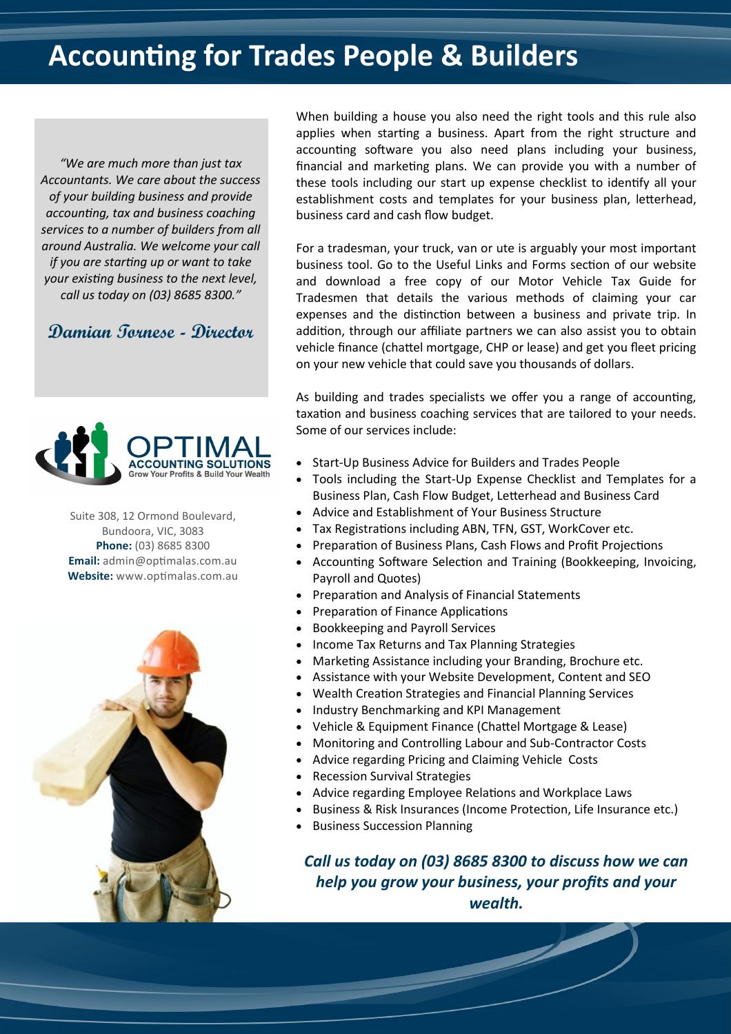# Accounting for Trades People & Builders

*"We are much more than just tax Accountants. We care about the success of your building business and provide accounting, tax and business coaching services to a number of builders from all around Australia. We welcome your call if you are starting up or want to take your existing business to the next level, call us today on (03) 8685 8300."*

**Damian Tornese - Director**

OPTIMAL ACCOUNTING SOLUTIONS
Grow Your Profits & Build Your Wealth

Suite 308, 12 Ormond Boulevard,
Bundoora, VIC, 3083
**Phone:** (03) 8685 8300
**Email:** admin@optimalas.com.au
**Website:** www.optimalas.com.au

When building a house you also need the right tools and this rule also applies when starting a business. Apart from the right structure and accounting software you also need plans including your business, financial and marketing plans. We can provide you with a number of these tools including our start up expense checklist to identify all your establishment costs and templates for your business plan, letterhead, business card and cash flow budget.

For a tradesman, your truck, van or ute is arguably your most important business tool. Go to the Useful Links and Forms section of our website and download a free copy of our Motor Vehicle Tax Guide for Tradesmen that details the various methods of claiming your car expenses and the distinction between a business and private trip. In addition, through our affiliate partners we can also assist you to obtain vehicle finance (chattel mortgage, CHP or lease) and get you fleet pricing on your new vehicle that could save you thousands of dollars.

As building and trades specialists we offer you a range of accounting, taxation and business coaching services that are tailored to your needs. Some of our services include:

- Start-Up Business Advice for Builders and Trades People
- Tools including the Start-Up Expense Checklist and Templates for a Business Plan, Cash Flow Budget, Letterhead and Business Card
- Advice and Establishment of Your Business Structure
- Tax Registrations including ABN, TFN, GST, WorkCover etc.
- Preparation of Business Plans, Cash Flows and Profit Projections
- Accounting Software Selection and Training (Bookkeeping, Invoicing, Payroll and Quotes)
- Preparation and Analysis of Financial Statements
- Preparation of Finance Applications
- Bookkeeping and Payroll Services
- Income Tax Returns and Tax Planning Strategies
- Marketing Assistance including your Branding, Brochure etc.
- Assistance with your Website Development, Content and SEO
- Wealth Creation Strategies and Financial Planning Services
- Industry Benchmarking and KPI Management
- Vehicle & Equipment Finance (Chattel Mortgage & Lease)
- Monitoring and Controlling Labour and Sub-Contractor Costs
- Advice regarding Pricing and Claiming Vehicle Costs
- Recession Survival Strategies
- Advice regarding Employee Relations and Workplace Laws
- Business & Risk Insurances (Income Protection, Life Insurance etc.)
- Business Succession Planning

***Call us today on (03) 8685 8300 to discuss how we can help you grow your business, your profits and your wealth.***